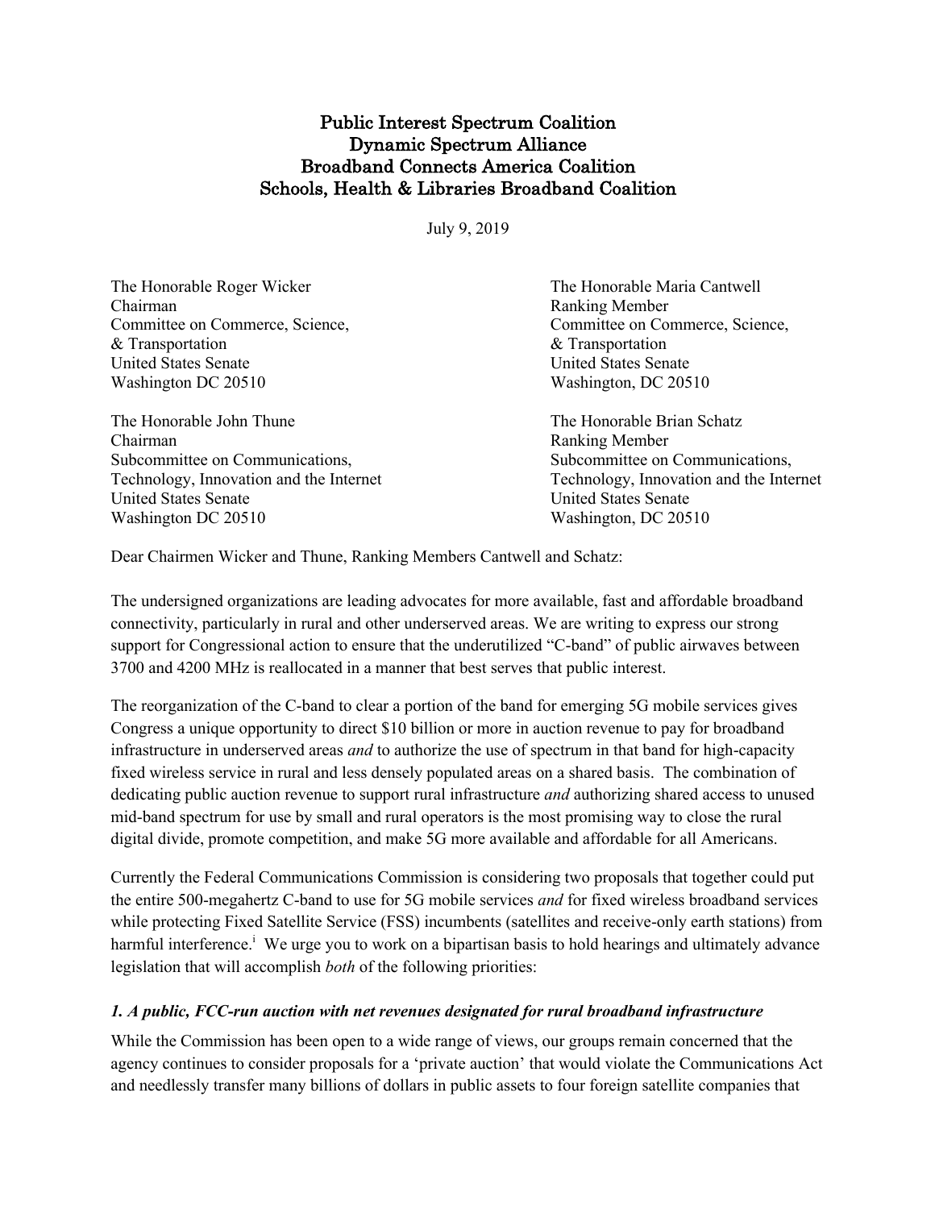**Public Interest Spectrum Coalition**
**Dynamic Spectrum Alliance**
**Broadband Connects America Coalition**
**Schools, Health & Libraries Broadband Coalition**

July 9, 2019

The Honorable Roger Wicker
Chairman
Committee on Commerce, Science,
& Transportation
United States Senate
Washington DC 20510

The Honorable Maria Cantwell
Ranking Member
Committee on Commerce, Science,
& Transportation
United States Senate
Washington, DC 20510

The Honorable John Thune
Chairman
Subcommittee on Communications,
Technology, Innovation and the Internet
United States Senate
Washington DC 20510

The Honorable Brian Schatz
Ranking Member
Subcommittee on Communications,
Technology, Innovation and the Internet
United States Senate
Washington, DC 20510

Dear Chairmen Wicker and Thune, Ranking Members Cantwell and Schatz:

The undersigned organizations are leading advocates for more available, fast and affordable broadband connectivity, particularly in rural and other underserved areas. We are writing to express our strong support for Congressional action to ensure that the underutilized "C-band" of public airwaves between 3700 and 4200 MHz is reallocated in a manner that best serves that public interest.

The reorganization of the C-band to clear a portion of the band for emerging 5G mobile services gives Congress a unique opportunity to direct $10 billion or more in auction revenue to pay for broadband infrastructure in underserved areas *and* to authorize the use of spectrum in that band for high-capacity fixed wireless service in rural and less densely populated areas on a shared basis. The combination of dedicating public auction revenue to support rural infrastructure *and* authorizing shared access to unused mid-band spectrum for use by small and rural operators is the most promising way to close the rural digital divide, promote competition, and make 5G more available and affordable for all Americans.

Currently the Federal Communications Commission is considering two proposals that together could put the entire 500-megahertz C-band to use for 5G mobile services *and* for fixed wireless broadband services while protecting Fixed Satellite Service (FSS) incumbents (satellites and receive-only earth stations) from harmful interference.[i] We urge you to work on a bipartisan basis to hold hearings and ultimately advance legislation that will accomplish *both* of the following priorities:

### *1. A public, FCC-run auction with net revenues designated for rural broadband infrastructure*

While the Commission has been open to a wide range of views, our groups remain concerned that the agency continues to consider proposals for a 'private auction' that would violate the Communications Act and needlessly transfer many billions of dollars in public assets to four foreign satellite companies that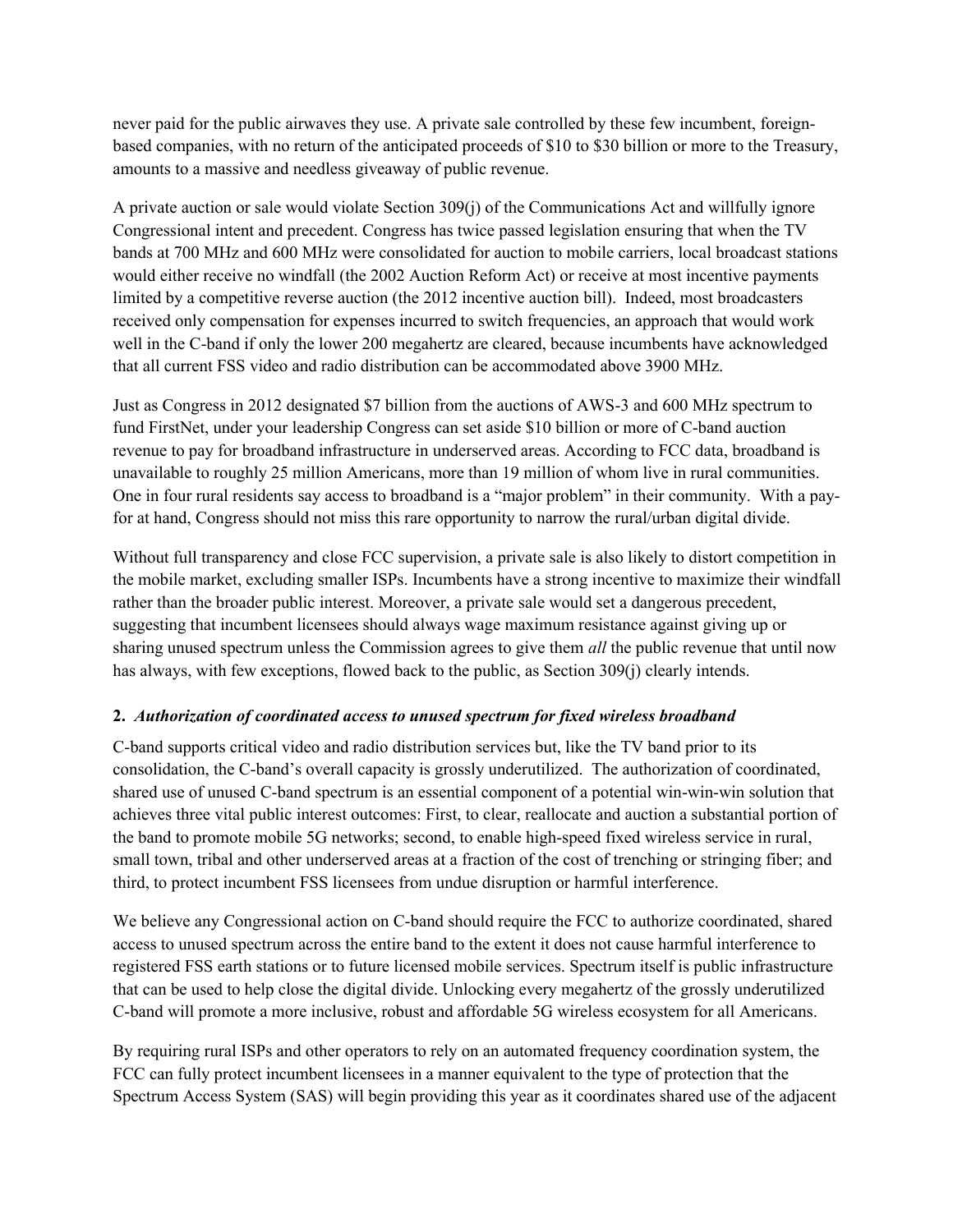never paid for the public airwaves they use. A private sale controlled by these few incumbent, foreign-based companies, with no return of the anticipated proceeds of $10 to $30 billion or more to the Treasury, amounts to a massive and needless giveaway of public revenue.

A private auction or sale would violate Section 309(j) of the Communications Act and willfully ignore Congressional intent and precedent. Congress has twice passed legislation ensuring that when the TV bands at 700 MHz and 600 MHz were consolidated for auction to mobile carriers, local broadcast stations would either receive no windfall (the 2002 Auction Reform Act) or receive at most incentive payments limited by a competitive reverse auction (the 2012 incentive auction bill). Indeed, most broadcasters received only compensation for expenses incurred to switch frequencies, an approach that would work well in the C-band if only the lower 200 megahertz are cleared, because incumbents have acknowledged that all current FSS video and radio distribution can be accommodated above 3900 MHz.

Just as Congress in 2012 designated $7 billion from the auctions of AWS-3 and 600 MHz spectrum to fund FirstNet, under your leadership Congress can set aside $10 billion or more of C-band auction revenue to pay for broadband infrastructure in underserved areas. According to FCC data, broadband is unavailable to roughly 25 million Americans, more than 19 million of whom live in rural communities. One in four rural residents say access to broadband is a "major problem" in their community. With a pay-for at hand, Congress should not miss this rare opportunity to narrow the rural/urban digital divide.

Without full transparency and close FCC supervision, a private sale is also likely to distort competition in the mobile market, excluding smaller ISPs. Incumbents have a strong incentive to maximize their windfall rather than the broader public interest. Moreover, a private sale would set a dangerous precedent, suggesting that incumbent licensees should always wage maximum resistance against giving up or sharing unused spectrum unless the Commission agrees to give them *all* the public revenue that until now has always, with few exceptions, flowed back to the public, as Section 309(j) clearly intends.

**2.** ***Authorization of coordinated access to unused spectrum for fixed wireless broadband***

C-band supports critical video and radio distribution services but, like the TV band prior to its consolidation, the C-band's overall capacity is grossly underutilized. The authorization of coordinated, shared use of unused C-band spectrum is an essential component of a potential win-win-win solution that achieves three vital public interest outcomes: First, to clear, reallocate and auction a substantial portion of the band to promote mobile 5G networks; second, to enable high-speed fixed wireless service in rural, small town, tribal and other underserved areas at a fraction of the cost of trenching or stringing fiber; and third, to protect incumbent FSS licensees from undue disruption or harmful interference.

We believe any Congressional action on C-band should require the FCC to authorize coordinated, shared access to unused spectrum across the entire band to the extent it does not cause harmful interference to registered FSS earth stations or to future licensed mobile services. Spectrum itself is public infrastructure that can be used to help close the digital divide. Unlocking every megahertz of the grossly underutilized C-band will promote a more inclusive, robust and affordable 5G wireless ecosystem for all Americans.

By requiring rural ISPs and other operators to rely on an automated frequency coordination system, the FCC can fully protect incumbent licensees in a manner equivalent to the type of protection that the Spectrum Access System (SAS) will begin providing this year as it coordinates shared use of the adjacent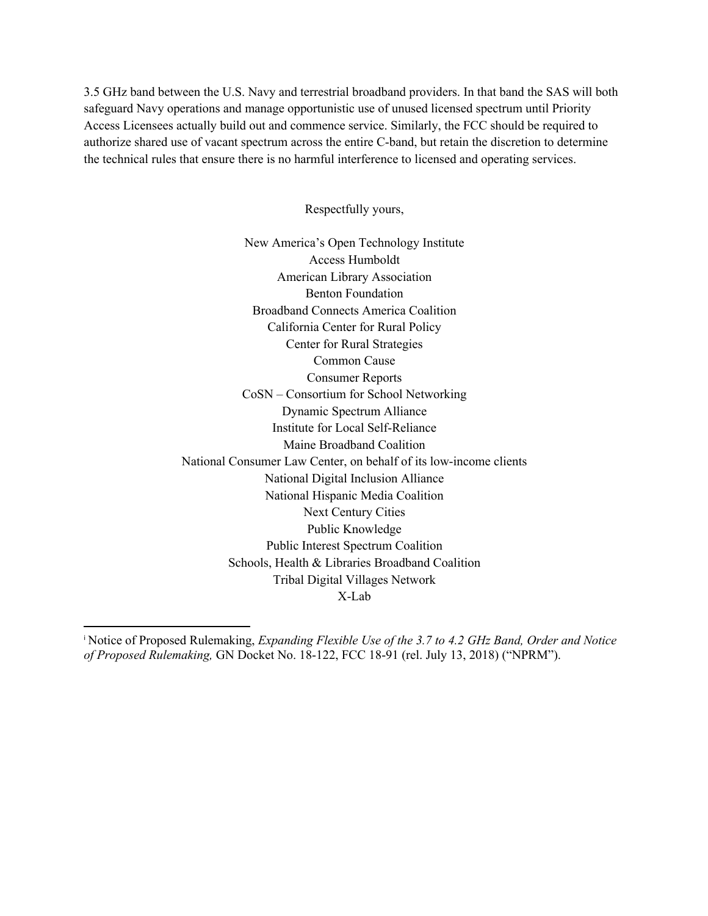3.5 GHz band between the U.S. Navy and terrestrial broadband providers. In that band the SAS will both safeguard Navy operations and manage opportunistic use of unused licensed spectrum until Priority Access Licensees actually build out and commence service. Similarly, the FCC should be required to authorize shared use of vacant spectrum across the entire C-band, but retain the discretion to determine the technical rules that ensure there is no harmful interference to licensed and operating services.

Respectfully yours,

New America's Open Technology Institute
Access Humboldt
American Library Association
Benton Foundation
Broadband Connects America Coalition
California Center for Rural Policy
Center for Rural Strategies
Common Cause
Consumer Reports
CoSN – Consortium for School Networking
Dynamic Spectrum Alliance
Institute for Local Self-Reliance
Maine Broadband Coalition
National Consumer Law Center, on behalf of its low-income clients
National Digital Inclusion Alliance
National Hispanic Media Coalition
Next Century Cities
Public Knowledge
Public Interest Spectrum Coalition
Schools, Health & Libraries Broadband Coalition
Tribal Digital Villages Network
X-Lab

---

[i] Notice of Proposed Rulemaking, *Expanding Flexible Use of the 3.7 to 4.2 GHz Band, Order and Notice of Proposed Rulemaking,* GN Docket No. 18-122, FCC 18-91 (rel. July 13, 2018) ("NPRM").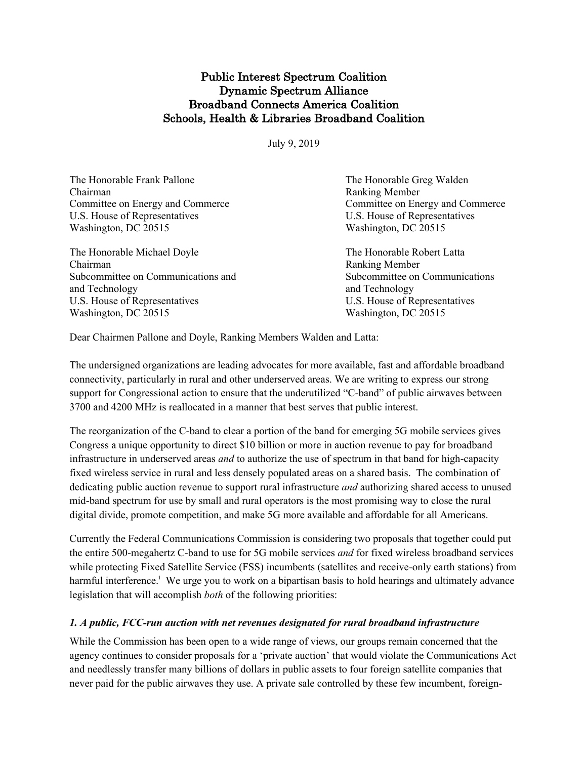# Public Interest Spectrum Coalition
# Dynamic Spectrum Alliance
# Broadband Connects America Coalition
# Schools, Health & Libraries Broadband Coalition

July 9, 2019

The Honorable Frank Pallone
Chairman
Committee on Energy and Commerce
U.S. House of Representatives
Washington, DC 20515

The Honorable Greg Walden
Ranking Member
Committee on Energy and Commerce
U.S. House of Representatives
Washington, DC 20515

The Honorable Michael Doyle
Chairman
Subcommittee on Communications and
and Technology
U.S. House of Representatives
Washington, DC 20515

The Honorable Robert Latta
Ranking Member
Subcommittee on Communications
and Technology
U.S. House of Representatives
Washington, DC 20515

Dear Chairmen Pallone and Doyle, Ranking Members Walden and Latta:

The undersigned organizations are leading advocates for more available, fast and affordable broadband connectivity, particularly in rural and other underserved areas. We are writing to express our strong support for Congressional action to ensure that the underutilized "C-band" of public airwaves between 3700 and 4200 MHz is reallocated in a manner that best serves that public interest.

The reorganization of the C-band to clear a portion of the band for emerging 5G mobile services gives Congress a unique opportunity to direct $10 billion or more in auction revenue to pay for broadband infrastructure in underserved areas *and* to authorize the use of spectrum in that band for high-capacity fixed wireless service in rural and less densely populated areas on a shared basis. The combination of dedicating public auction revenue to support rural infrastructure *and* authorizing shared access to unused mid-band spectrum for use by small and rural operators is the most promising way to close the rural digital divide, promote competition, and make 5G more available and affordable for all Americans.

Currently the Federal Communications Commission is considering two proposals that together could put the entire 500-megahertz C-band to use for 5G mobile services *and* for fixed wireless broadband services while protecting Fixed Satellite Service (FSS) incumbents (satellites and receive-only earth stations) from harmful interference.[i] We urge you to work on a bipartisan basis to hold hearings and ultimately advance legislation that will accomplish *both* of the following priorities:

### *1. A public, FCC-run auction with net revenues designated for rural broadband infrastructure*

While the Commission has been open to a wide range of views, our groups remain concerned that the agency continues to consider proposals for a 'private auction' that would violate the Communications Act and needlessly transfer many billions of dollars in public assets to four foreign satellite companies that never paid for the public airwaves they use. A private sale controlled by these few incumbent, foreign-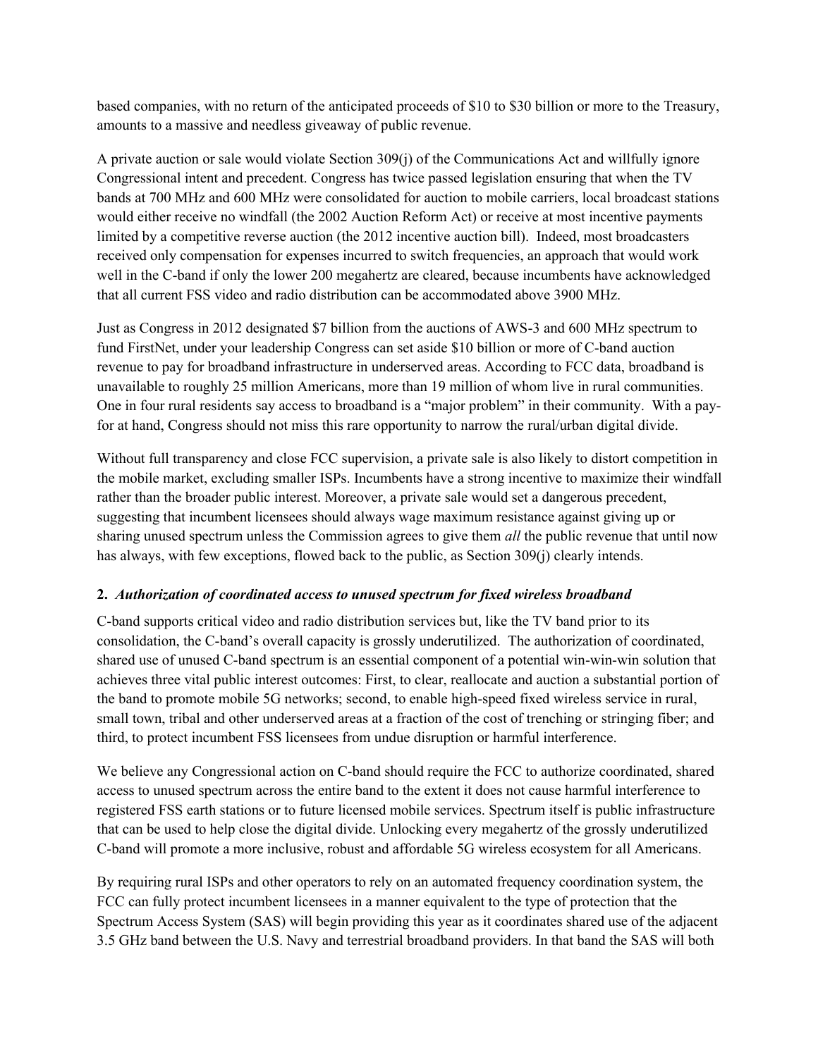based companies, with no return of the anticipated proceeds of $10 to $30 billion or more to the Treasury, amounts to a massive and needless giveaway of public revenue.

A private auction or sale would violate Section 309(j) of the Communications Act and willfully ignore Congressional intent and precedent. Congress has twice passed legislation ensuring that when the TV bands at 700 MHz and 600 MHz were consolidated for auction to mobile carriers, local broadcast stations would either receive no windfall (the 2002 Auction Reform Act) or receive at most incentive payments limited by a competitive reverse auction (the 2012 incentive auction bill). Indeed, most broadcasters received only compensation for expenses incurred to switch frequencies, an approach that would work well in the C-band if only the lower 200 megahertz are cleared, because incumbents have acknowledged that all current FSS video and radio distribution can be accommodated above 3900 MHz.

Just as Congress in 2012 designated $7 billion from the auctions of AWS-3 and 600 MHz spectrum to fund FirstNet, under your leadership Congress can set aside $10 billion or more of C-band auction revenue to pay for broadband infrastructure in underserved areas. According to FCC data, broadband is unavailable to roughly 25 million Americans, more than 19 million of whom live in rural communities. One in four rural residents say access to broadband is a "major problem" in their community. With a pay-for at hand, Congress should not miss this rare opportunity to narrow the rural/urban digital divide.

Without full transparency and close FCC supervision, a private sale is also likely to distort competition in the mobile market, excluding smaller ISPs. Incumbents have a strong incentive to maximize their windfall rather than the broader public interest. Moreover, a private sale would set a dangerous precedent, suggesting that incumbent licensees should always wage maximum resistance against giving up or sharing unused spectrum unless the Commission agrees to give them *all* the public revenue that until now has always, with few exceptions, flowed back to the public, as Section 309(j) clearly intends.

**2.** ***Authorization of coordinated access to unused spectrum for fixed wireless broadband***

C-band supports critical video and radio distribution services but, like the TV band prior to its consolidation, the C-band's overall capacity is grossly underutilized. The authorization of coordinated, shared use of unused C-band spectrum is an essential component of a potential win-win-win solution that achieves three vital public interest outcomes: First, to clear, reallocate and auction a substantial portion of the band to promote mobile 5G networks; second, to enable high-speed fixed wireless service in rural, small town, tribal and other underserved areas at a fraction of the cost of trenching or stringing fiber; and third, to protect incumbent FSS licensees from undue disruption or harmful interference.

We believe any Congressional action on C-band should require the FCC to authorize coordinated, shared access to unused spectrum across the entire band to the extent it does not cause harmful interference to registered FSS earth stations or to future licensed mobile services. Spectrum itself is public infrastructure that can be used to help close the digital divide. Unlocking every megahertz of the grossly underutilized C-band will promote a more inclusive, robust and affordable 5G wireless ecosystem for all Americans.

By requiring rural ISPs and other operators to rely on an automated frequency coordination system, the FCC can fully protect incumbent licensees in a manner equivalent to the type of protection that the Spectrum Access System (SAS) will begin providing this year as it coordinates shared use of the adjacent 3.5 GHz band between the U.S. Navy and terrestrial broadband providers. In that band the SAS will both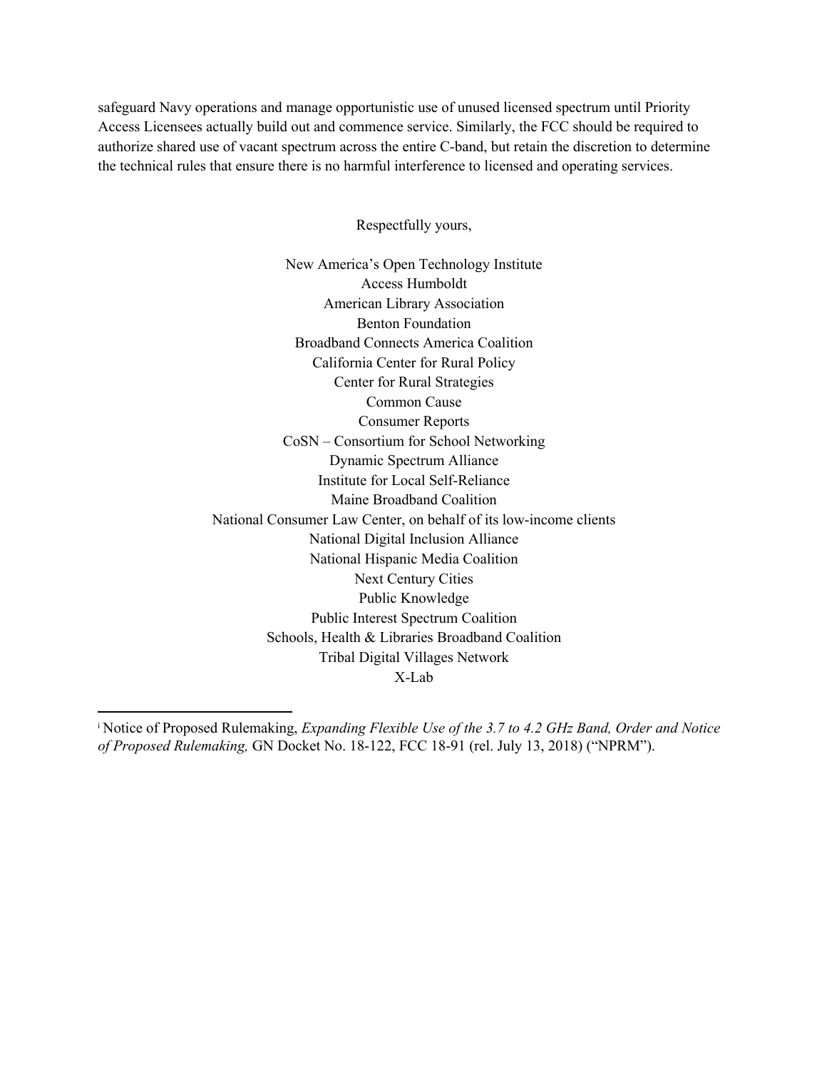safeguard Navy operations and manage opportunistic use of unused licensed spectrum until Priority Access Licensees actually build out and commence service. Similarly, the FCC should be required to authorize shared use of vacant spectrum across the entire C-band, but retain the discretion to determine the technical rules that ensure there is no harmful interference to licensed and operating services.

Respectfully yours,

New America's Open Technology Institute
Access Humboldt
American Library Association
Benton Foundation
Broadband Connects America Coalition
California Center for Rural Policy
Center for Rural Strategies
Common Cause
Consumer Reports
CoSN – Consortium for School Networking
Dynamic Spectrum Alliance
Institute for Local Self-Reliance
Maine Broadband Coalition
National Consumer Law Center, on behalf of its low-income clients
National Digital Inclusion Alliance
National Hispanic Media Coalition
Next Century Cities
Public Knowledge
Public Interest Spectrum Coalition
Schools, Health & Libraries Broadband Coalition
Tribal Digital Villages Network
X-Lab

---

[i] Notice of Proposed Rulemaking, *Expanding Flexible Use of the 3.7 to 4.2 GHz Band, Order and Notice of Proposed Rulemaking,* GN Docket No. 18-122, FCC 18-91 (rel. July 13, 2018) ("NPRM").